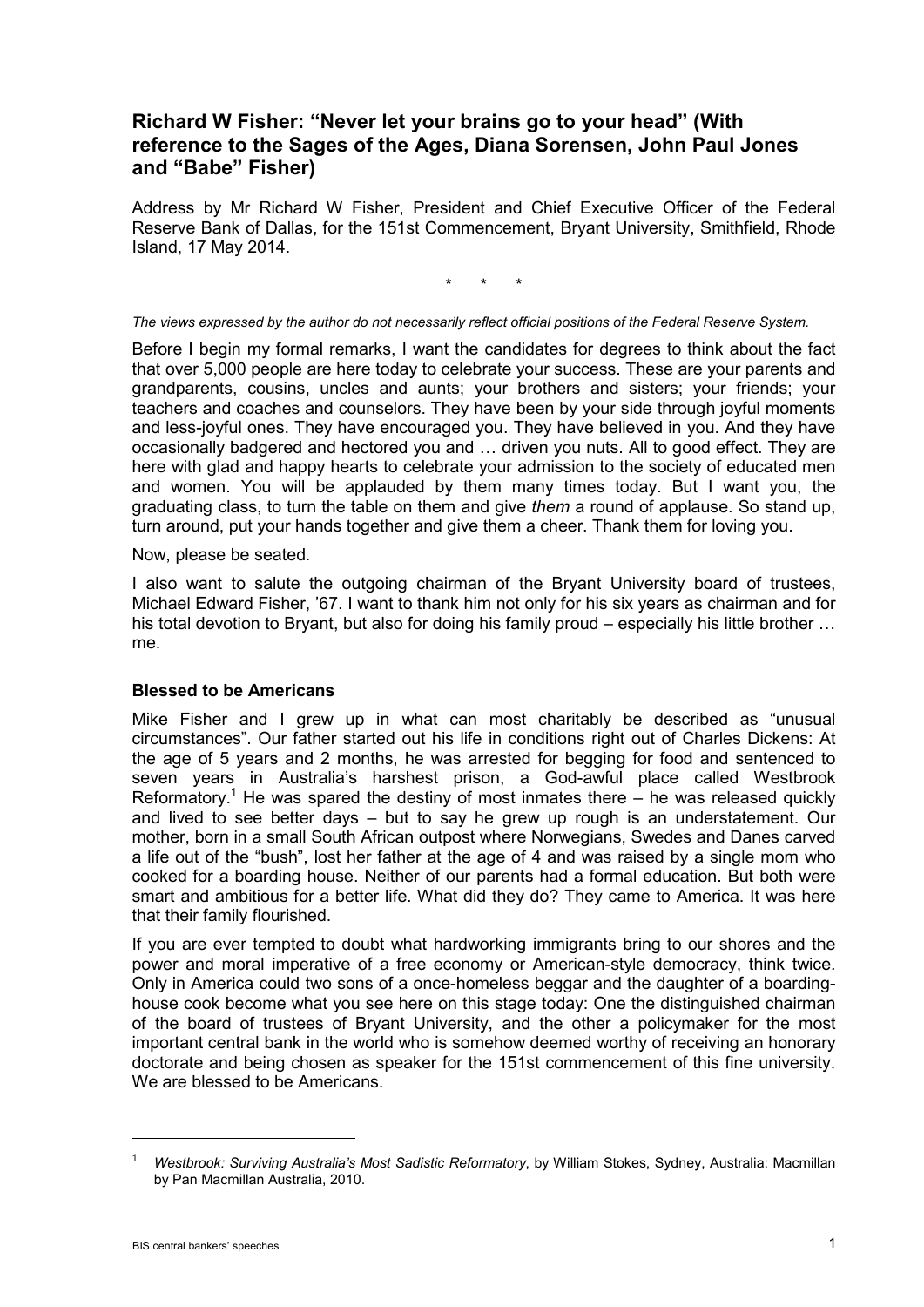# Richard W Fisher: "Never let your brains go to your head" (With reference to the Sages of the Ages, Diana Sorensen, John Paul Jones and "Babe" Fisher)

Address by Mr Richard W Fisher, President and Chief Executive Officer of the Federal Reserve Bank of Dallas, for the 151st Commencement, Bryant University, Smithfield, Rhode Island, 17 May 2014.

\* \* \*

*The views expressed by the author do not necessarily reflect official positions of the Federal Reserve System.*

Before I begin my formal remarks, I want the candidates for degrees to think about the fact that over 5,000 people are here today to celebrate your success. These are your parents and grandparents, cousins, uncles and aunts; your brothers and sisters; your friends; your teachers and coaches and counselors. They have been by your side through joyful moments and less-joyful ones. They have encouraged you. They have believed in you. And they have occasionally badgered and hectored you and … driven you nuts. All to good effect. They are here with glad and happy hearts to celebrate your admission to the society of educated men and women. You will be applauded by them many times today. But I want you, the graduating class, to turn the table on them and give *them* a round of applause. So stand up, turn around, put your hands together and give them a cheer. Thank them for loving you.

Now, please be seated.

I also want to salute the outgoing chairman of the Bryant University board of trustees, Michael Edward Fisher, '67. I want to thank him not only for his six years as chairman and for his total devotion to Bryant, but also for doing his family proud – especially his little brother … me.

### Blessed to be Americans

Mike Fisher and I grew up in what can most charitably be described as "unusual circumstances". Our father started out his life in conditions right out of Charles Dickens: At the age of 5 years and 2 months, he was arrested for begging for food and sentenced to seven years in Australia's harshest prison, a God-awful place called Westbrook Reformatory.[1] He was spared the destiny of most inmates there – he was released quickly and lived to see better days – but to say he grew up rough is an understatement. Our mother, born in a small South African outpost where Norwegians, Swedes and Danes carved a life out of the "bush", lost her father at the age of 4 and was raised by a single mom who cooked for a boarding house. Neither of our parents had a formal education. But both were smart and ambitious for a better life. What did they do? They came to America. It was here that their family flourished.

If you are ever tempted to doubt what hardworking immigrants bring to our shores and the power and moral imperative of a free economy or American-style democracy, think twice. Only in America could two sons of a once-homeless beggar and the daughter of a boarding-house cook become what you see here on this stage today: One the distinguished chairman of the board of trustees of Bryant University, and the other a policymaker for the most important central bank in the world who is somehow deemed worthy of receiving an honorary doctorate and being chosen as speaker for the 151st commencement of this fine university. We are blessed to be Americans.

---

[1] *Westbrook: Surviving Australia's Most Sadistic Reformatory*, by William Stokes, Sydney, Australia: Macmillan by Pan Macmillan Australia, 2010.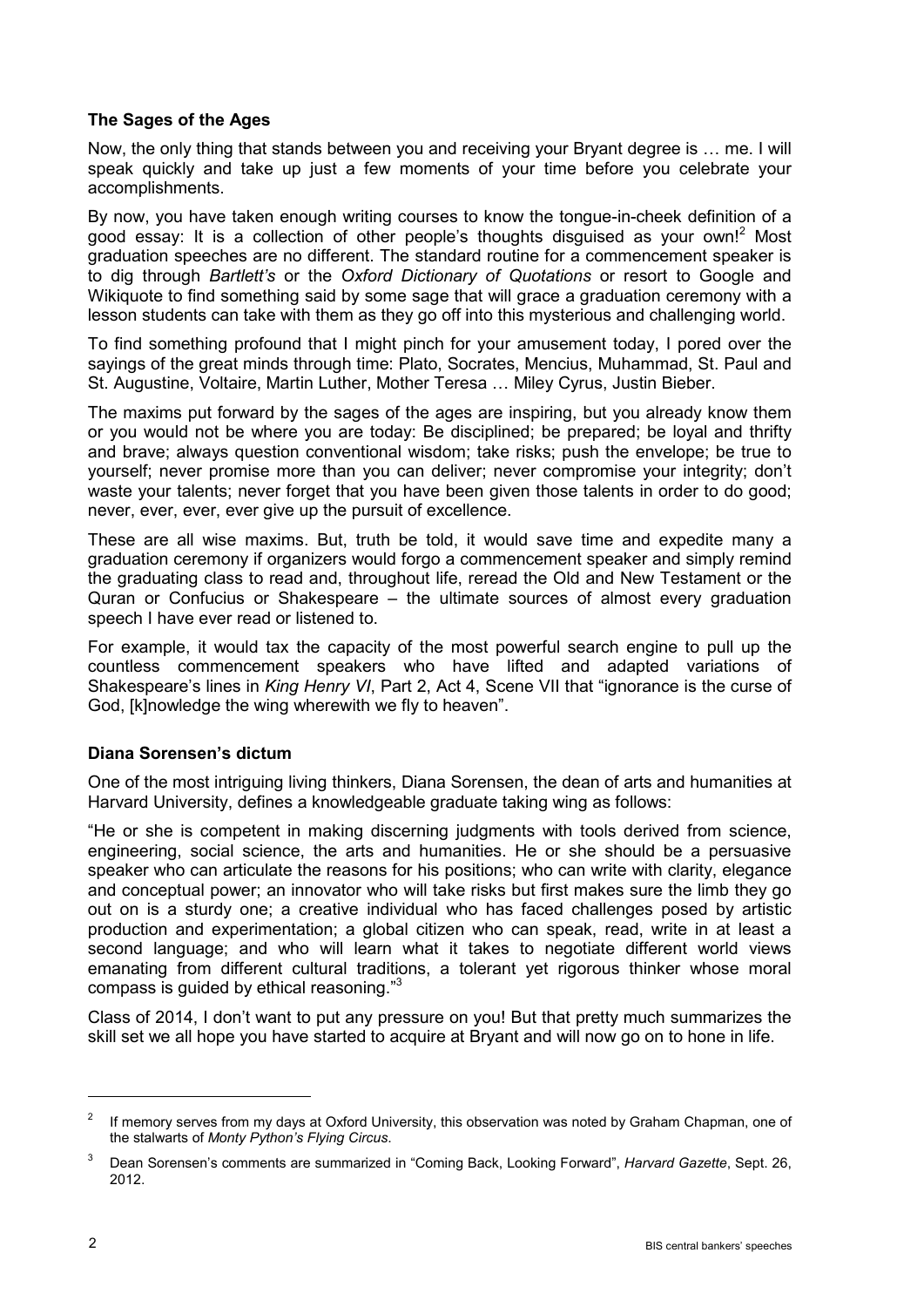### The Sages of the Ages

Now, the only thing that stands between you and receiving your Bryant degree is … me. I will speak quickly and take up just a few moments of your time before you celebrate your accomplishments.

By now, you have taken enough writing courses to know the tongue-in-cheek definition of a good essay: It is a collection of other people's thoughts disguised as your own![2] Most graduation speeches are no different. The standard routine for a commencement speaker is to dig through *Bartlett's* or the *Oxford Dictionary of Quotations* or resort to Google and Wikiquote to find something said by some sage that will grace a graduation ceremony with a lesson students can take with them as they go off into this mysterious and challenging world.

To find something profound that I might pinch for your amusement today, I pored over the sayings of the great minds through time: Plato, Socrates, Mencius, Muhammad, St. Paul and St. Augustine, Voltaire, Martin Luther, Mother Teresa … Miley Cyrus, Justin Bieber.

The maxims put forward by the sages of the ages are inspiring, but you already know them or you would not be where you are today: Be disciplined; be prepared; be loyal and thrifty and brave; always question conventional wisdom; take risks; push the envelope; be true to yourself; never promise more than you can deliver; never compromise your integrity; don't waste your talents; never forget that you have been given those talents in order to do good; never, ever, ever, ever give up the pursuit of excellence.

These are all wise maxims. But, truth be told, it would save time and expedite many a graduation ceremony if organizers would forgo a commencement speaker and simply remind the graduating class to read and, throughout life, reread the Old and New Testament or the Quran or Confucius or Shakespeare – the ultimate sources of almost every graduation speech I have ever read or listened to.

For example, it would tax the capacity of the most powerful search engine to pull up the countless commencement speakers who have lifted and adapted variations of Shakespeare's lines in *King Henry VI*, Part 2, Act 4, Scene VII that "ignorance is the curse of God, [k]nowledge the wing wherewith we fly to heaven".

### Diana Sorensen's dictum

One of the most intriguing living thinkers, Diana Sorensen, the dean of arts and humanities at Harvard University, defines a knowledgeable graduate taking wing as follows:

"He or she is competent in making discerning judgments with tools derived from science, engineering, social science, the arts and humanities. He or she should be a persuasive speaker who can articulate the reasons for his positions; who can write with clarity, elegance and conceptual power; an innovator who will take risks but first makes sure the limb they go out on is a sturdy one; a creative individual who has faced challenges posed by artistic production and experimentation; a global citizen who can speak, read, write in at least a second language; and who will learn what it takes to negotiate different world views emanating from different cultural traditions, a tolerant yet rigorous thinker whose moral compass is guided by ethical reasoning."[3]

Class of 2014, I don't want to put any pressure on you! But that pretty much summarizes the skill set we all hope you have started to acquire at Bryant and will now go on to hone in life.

---

[2] If memory serves from my days at Oxford University, this observation was noted by Graham Chapman, one of the stalwarts of *Monty Python's Flying Circus*.

[3] Dean Sorensen's comments are summarized in "Coming Back, Looking Forward", *Harvard Gazette*, Sept. 26, 2012.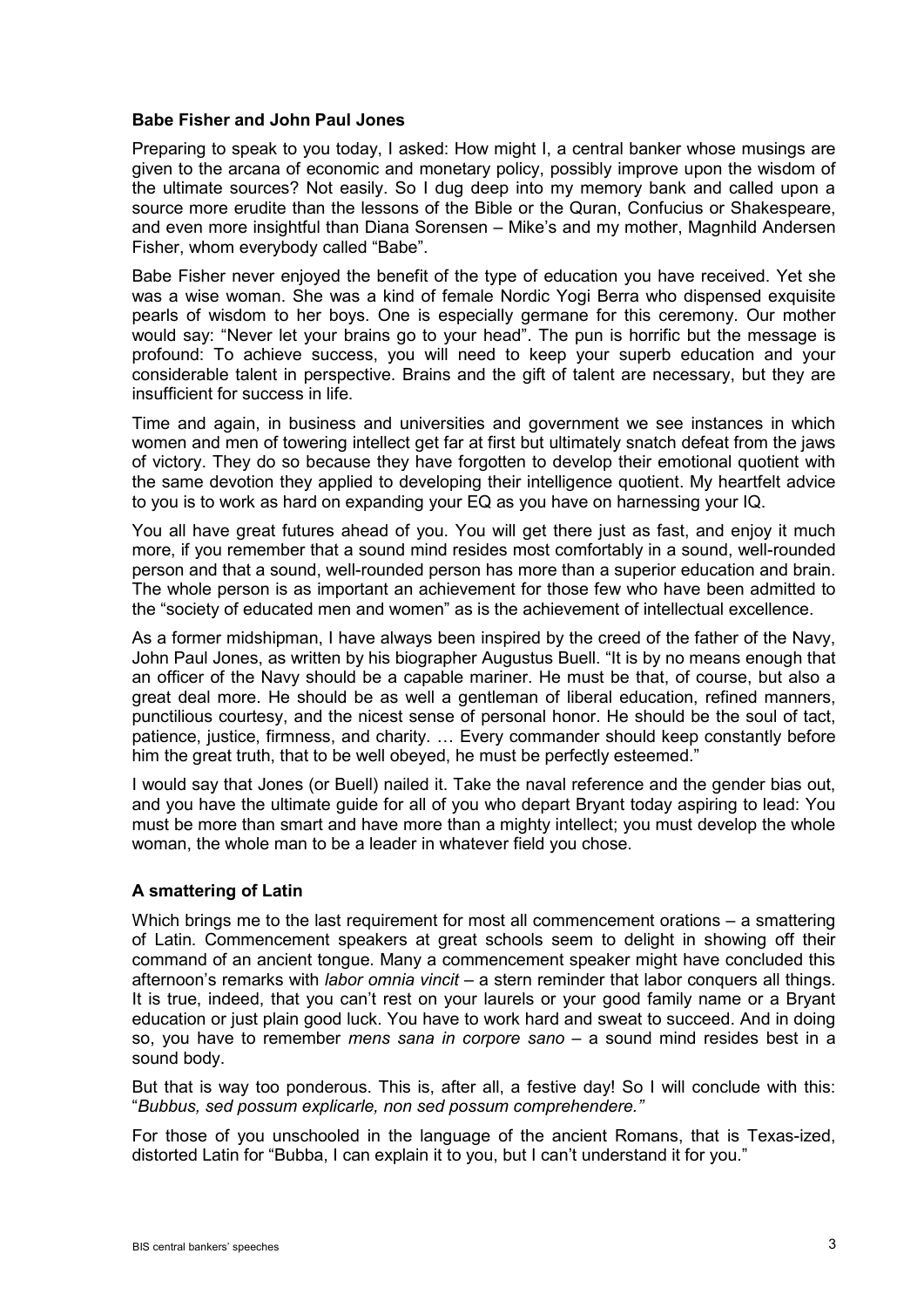### Babe Fisher and John Paul Jones

Preparing to speak to you today, I asked: How might I, a central banker whose musings are given to the arcana of economic and monetary policy, possibly improve upon the wisdom of the ultimate sources? Not easily. So I dug deep into my memory bank and called upon a source more erudite than the lessons of the Bible or the Quran, Confucius or Shakespeare, and even more insightful than Diana Sorensen – Mike's and my mother, Magnhild Andersen Fisher, whom everybody called "Babe".

Babe Fisher never enjoyed the benefit of the type of education you have received. Yet she was a wise woman. She was a kind of female Nordic Yogi Berra who dispensed exquisite pearls of wisdom to her boys. One is especially germane for this ceremony. Our mother would say: "Never let your brains go to your head". The pun is horrific but the message is profound: To achieve success, you will need to keep your superb education and your considerable talent in perspective. Brains and the gift of talent are necessary, but they are insufficient for success in life.

Time and again, in business and universities and government we see instances in which women and men of towering intellect get far at first but ultimately snatch defeat from the jaws of victory. They do so because they have forgotten to develop their emotional quotient with the same devotion they applied to developing their intelligence quotient. My heartfelt advice to you is to work as hard on expanding your EQ as you have on harnessing your IQ.

You all have great futures ahead of you. You will get there just as fast, and enjoy it much more, if you remember that a sound mind resides most comfortably in a sound, well-rounded person and that a sound, well-rounded person has more than a superior education and brain. The whole person is as important an achievement for those few who have been admitted to the "society of educated men and women" as is the achievement of intellectual excellence.

As a former midshipman, I have always been inspired by the creed of the father of the Navy, John Paul Jones, as written by his biographer Augustus Buell. "It is by no means enough that an officer of the Navy should be a capable mariner. He must be that, of course, but also a great deal more. He should be as well a gentleman of liberal education, refined manners, punctilious courtesy, and the nicest sense of personal honor. He should be the soul of tact, patience, justice, firmness, and charity. … Every commander should keep constantly before him the great truth, that to be well obeyed, he must be perfectly esteemed."

I would say that Jones (or Buell) nailed it. Take the naval reference and the gender bias out, and you have the ultimate guide for all of you who depart Bryant today aspiring to lead: You must be more than smart and have more than a mighty intellect; you must develop the whole woman, the whole man to be a leader in whatever field you chose.

### A smattering of Latin

Which brings me to the last requirement for most all commencement orations – a smattering of Latin. Commencement speakers at great schools seem to delight in showing off their command of an ancient tongue. Many a commencement speaker might have concluded this afternoon's remarks with *labor omnia vincit* – a stern reminder that labor conquers all things. It is true, indeed, that you can't rest on your laurels or your good family name or a Bryant education or just plain good luck. You have to work hard and sweat to succeed. And in doing so, you have to remember *mens sana in corpore sano* – a sound mind resides best in a sound body.

But that is way too ponderous. This is, after all, a festive day! So I will conclude with this: "*Bubbus, sed possum explicarle, non sed possum comprehendere."*

For those of you unschooled in the language of the ancient Romans, that is Texas-ized, distorted Latin for "Bubba, I can explain it to you, but I can't understand it for you."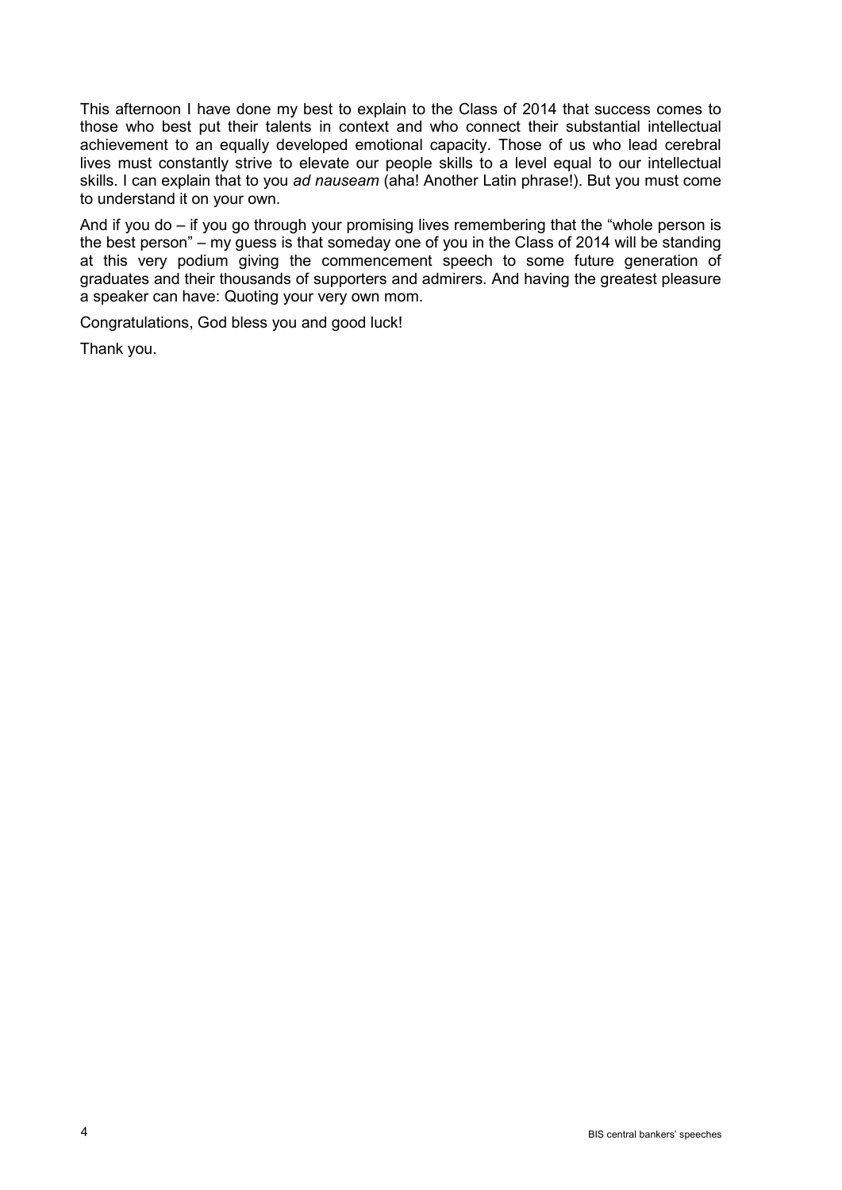This afternoon I have done my best to explain to the Class of 2014 that success comes to those who best put their talents in context and who connect their substantial intellectual achievement to an equally developed emotional capacity. Those of us who lead cerebral lives must constantly strive to elevate our people skills to a level equal to our intellectual skills. I can explain that to you *ad nauseam* (aha! Another Latin phrase!). But you must come to understand it on your own.

And if you do – if you go through your promising lives remembering that the "whole person is the best person" – my guess is that someday one of you in the Class of 2014 will be standing at this very podium giving the commencement speech to some future generation of graduates and their thousands of supporters and admirers. And having the greatest pleasure a speaker can have: Quoting your very own mom.

Congratulations, God bless you and good luck!

Thank you.